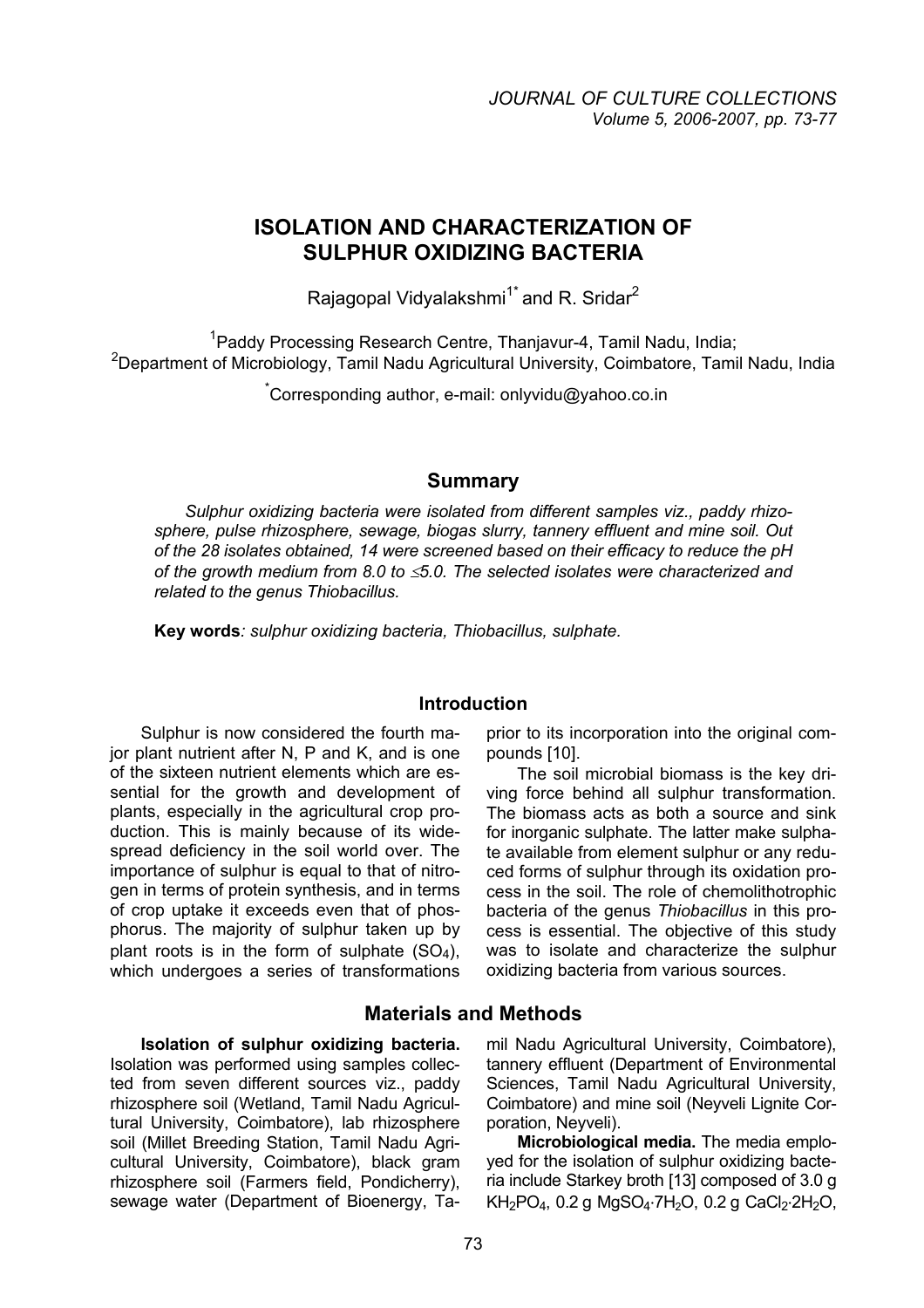# ISOLATION AND CHARACTERIZATION OF SULPHUR OXIDIZING BACTERIA

Rajagopal Vidyalakshmi[1*] and R. Sridar[2]

[1]Paddy Processing Research Centre, Thanjavur-4, Tamil Nadu, India;
[2]Department of Microbiology, Tamil Nadu Agricultural University, Coimbatore, Tamil Nadu, India

[*]Corresponding author, e-mail: onlyvidu@yahoo.co.in

## Summary

*Sulphur oxidizing bacteria were isolated from different samples viz., paddy rhizosphere, pulse rhizosphere, sewage, biogas slurry, tannery effluent and mine soil. Out of the 28 isolates obtained, 14 were screened based on their efficacy to reduce the pH of the growth medium from 8.0 to ≤5.0. The selected isolates were characterized and related to the genus Thiobacillus.*

**Key words***: sulphur oxidizing bacteria, Thiobacillus, sulphate.*

## Introduction

Sulphur is now considered the fourth major plant nutrient after N, P and K, and is one of the sixteen nutrient elements which are essential for the growth and development of plants, especially in the agricultural crop production. This is mainly because of its widespread deficiency in the soil world over. The importance of sulphur is equal to that of nitrogen in terms of protein synthesis, and in terms of crop uptake it exceeds even that of phosphorus. The majority of sulphur taken up by plant roots is in the form of sulphate ($SO_4$), which undergoes a series of transformations prior to its incorporation into the original compounds [10].

The soil microbial biomass is the key driving force behind all sulphur transformation. The biomass acts as both a source and sink for inorganic sulphate. The latter make sulphate available from element sulphur or any reduced forms of sulphur through its oxidation process in the soil. The role of chemolithotrophic bacteria of the genus *Thiobacillus* in this process is essential. The objective of this study was to isolate and characterize the sulphur oxidizing bacteria from various sources.

## Materials and Methods

**Isolation of sulphur oxidizing bacteria.** Isolation was performed using samples collected from seven different sources viz., paddy rhizosphere soil (Wetland, Tamil Nadu Agricultural University, Coimbatore), lab rhizosphere soil (Millet Breeding Station, Tamil Nadu Agricultural University, Coimbatore), black gram rhizosphere soil (Farmers field, Pondicherry), sewage water (Department of Bioenergy, Tamil Nadu Agricultural University, Coimbatore), tannery effluent (Department of Environmental Sciences, Tamil Nadu Agricultural University, Coimbatore) and mine soil (Neyveli Lignite Corporation, Neyveli).

**Microbiological media.** The media employed for the isolation of sulphur oxidizing bacteria include Starkey broth [13] composed of 3.0 g $KH_2PO_4$, 0.2 g $MgSO_4{\cdot}7H_2O$, 0.2 g $CaCl_2{\cdot}2H_2O$,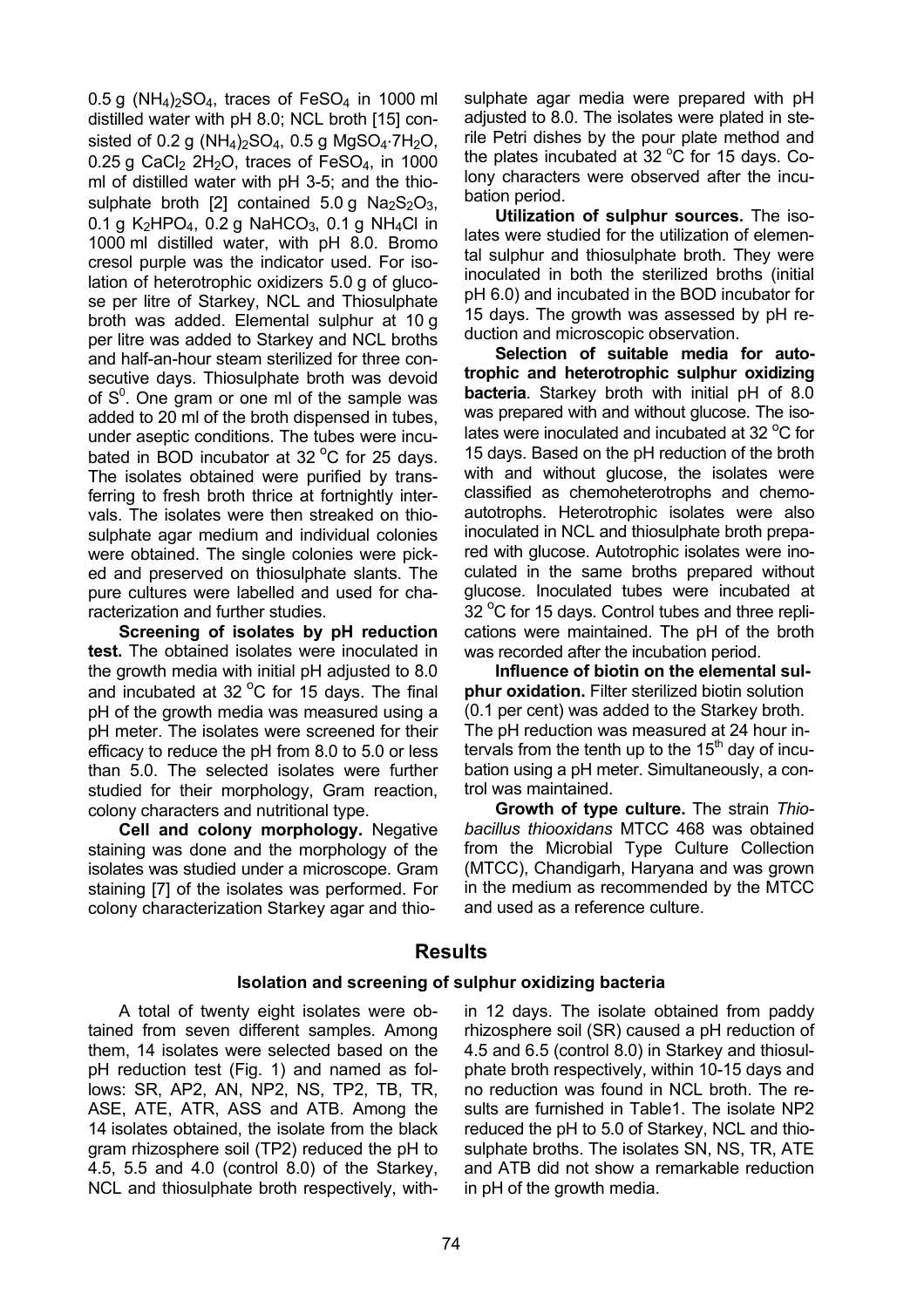0.5 g $(NH_4)_2SO_4$, traces of $FeSO_4$ in 1000 ml distilled water with pH 8.0; NCL broth [15] consisted of 0.2 g $(NH_4)_2SO_4$, 0.5 g $MgSO_4{\cdot}7H_2O$, 0.25 g $CaCl_2$ $2H_2O$, traces of $FeSO_4$, in 1000 ml of distilled water with pH 3-5; and the thiosulphate broth [2] contained 5.0 g $Na_2S_2O_3$, 0.1 g $K_2HPO_4$, 0.2 g $NaHCO_3$, 0.1 g $NH_4Cl$ in 1000 ml distilled water, with pH 8.0. Bromo cresol purple was the indicator used. For isolation of heterotrophic oxidizers 5.0 g of glucose per litre of Starkey, NCL and Thiosulphate broth was added. Elemental sulphur at 10 g per litre was added to Starkey and NCL broths and half-an-hour steam sterilized for three consecutive days. Thiosulphate broth was devoid of $S^0$. One gram or one ml of the sample was added to 20 ml of the broth dispensed in tubes, under aseptic conditions. The tubes were incubated in BOD incubator at 32 °C for 25 days. The isolates obtained were purified by transferring to fresh broth thrice at fortnightly intervals. The isolates were then streaked on thiosulphate agar medium and individual colonies were obtained. The single colonies were picked and preserved on thiosulphate slants. The pure cultures were labelled and used for characterization and further studies.

**Screening of isolates by pH reduction test.** The obtained isolates were inoculated in the growth media with initial pH adjusted to 8.0 and incubated at 32 °C for 15 days. The final pH of the growth media was measured using a pH meter. The isolates were screened for their efficacy to reduce the pH from 8.0 to 5.0 or less than 5.0. The selected isolates were further studied for their morphology, Gram reaction, colony characters and nutritional type.

**Cell and colony morphology.** Negative staining was done and the morphology of the isolates was studied under a microscope. Gram staining [7] of the isolates was performed. For colony characterization Starkey agar and thiosulphate agar media were prepared with pH adjusted to 8.0. The isolates were plated in sterile Petri dishes by the pour plate method and the plates incubated at 32 °C for 15 days. Colony characters were observed after the incubation period.

**Utilization of sulphur sources.** The isolates were studied for the utilization of elemental sulphur and thiosulphate broth. They were inoculated in both the sterilized broths (initial pH 6.0) and incubated in the BOD incubator for 15 days. The growth was assessed by pH reduction and microscopic observation.

**Selection of suitable media for autotrophic and heterotrophic sulphur oxidizing bacteria**. Starkey broth with initial pH of 8.0 was prepared with and without glucose. The isolates were inoculated and incubated at 32 °C for 15 days. Based on the pH reduction of the broth with and without glucose, the isolates were classified as chemoheterotrophs and chemoautotrophs. Heterotrophic isolates were also inoculated in NCL and thiosulphate broth prepared with glucose. Autotrophic isolates were inoculated in the same broths prepared without glucose. Inoculated tubes were incubated at 32 °C for 15 days. Control tubes and three replications were maintained. The pH of the broth was recorded after the incubation period.

**Influence of biotin on the elemental sulphur oxidation.** Filter sterilized biotin solution (0.1 per cent) was added to the Starkey broth. The pH reduction was measured at 24 hour intervals from the tenth up to the 15th day of incubation using a pH meter. Simultaneously, a control was maintained.

**Growth of type culture.** The strain *Thiobacillus thiooxidans* MTCC 468 was obtained from the Microbial Type Culture Collection (MTCC), Chandigarh, Haryana and was grown in the medium as recommended by the MTCC and used as a reference culture.

## Results

### Isolation and screening of sulphur oxidizing bacteria

A total of twenty eight isolates were obtained from seven different samples. Among them, 14 isolates were selected based on the pH reduction test (Fig. 1) and named as follows: SR, AP2, AN, NP2, NS, TP2, TB, TR, ASE, ATE, ATR, ASS and ATB. Among the 14 isolates obtained, the isolate from the black gram rhizosphere soil (TP2) reduced the pH to 4.5, 5.5 and 4.0 (control 8.0) of the Starkey, NCL and thiosulphate broth respectively, within 12 days. The isolate obtained from paddy rhizosphere soil (SR) caused a pH reduction of 4.5 and 6.5 (control 8.0) in Starkey and thiosulphate broth respectively, within 10-15 days and no reduction was found in NCL broth. The results are furnished in Table1. The isolate NP2 reduced the pH to 5.0 of Starkey, NCL and thiosulphate broths. The isolates SN, NS, TR, ATE and ATB did not show a remarkable reduction in pH of the growth media.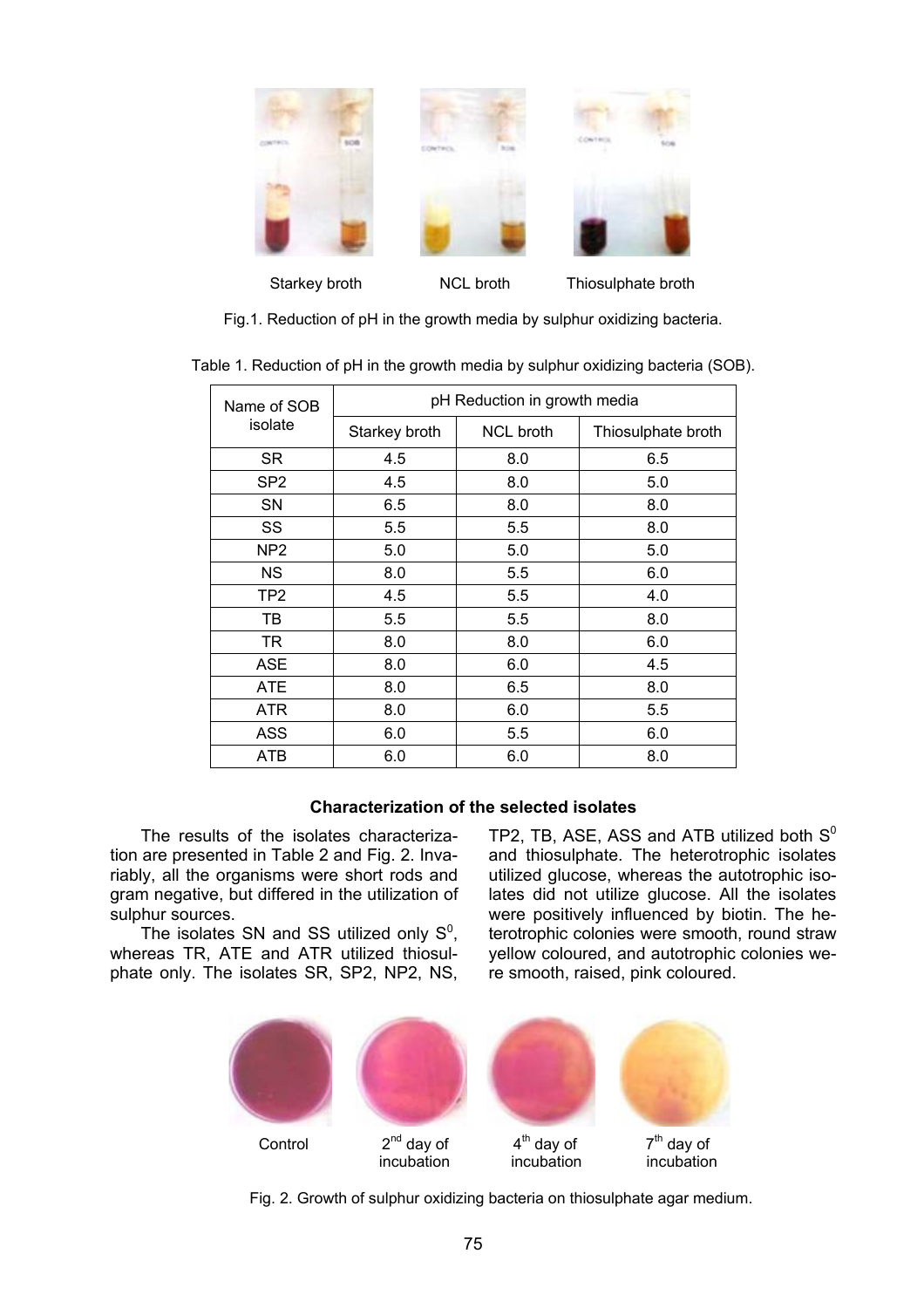Starkey broth NCL broth Thiosulphate broth

Fig.1. Reduction of pH in the growth media by sulphur oxidizing bacteria.

Table 1. Reduction of pH in the growth media by sulphur oxidizing bacteria (SOB).

| Name of SOB isolate | pH Reduction in growth media | | |
|---|---|---|---|
| | Starkey broth | NCL broth | Thiosulphate broth |
| SR | 4.5 | 8.0 | 6.5 |
| SP2 | 4.5 | 8.0 | 5.0 |
| SN | 6.5 | 8.0 | 8.0 |
| SS | 5.5 | 5.5 | 8.0 |
| NP2 | 5.0 | 5.0 | 5.0 |
| NS | 8.0 | 5.5 | 6.0 |
| TP2 | 4.5 | 5.5 | 4.0 |
| TB | 5.5 | 5.5 | 8.0 |
| TR | 8.0 | 8.0 | 6.0 |
| ASE | 8.0 | 6.0 | 4.5 |
| ATE | 8.0 | 6.5 | 8.0 |
| ATR | 8.0 | 6.0 | 5.5 |
| ASS | 6.0 | 5.5 | 6.0 |
| ATB | 6.0 | 6.0 | 8.0 |

### Characterization of the selected isolates

The results of the isolates characterization are presented in Table 2 and Fig. 2. Invariably, all the organisms were short rods and gram negative, but differed in the utilization of sulphur sources.

The isolates SN and SS utilized only $S^0$, whereas TR, ATE and ATR utilized thiosulphate only. The isolates SR, SP2, NP2, NS, TP2, TB, ASE, ASS and ATB utilized both $S^0$ and thiosulphate. The heterotrophic isolates utilized glucose, whereas the autotrophic isolates did not utilize glucose. All the isolates were positively influenced by biotin. The heterotrophic colonies were smooth, round straw yellow coloured, and autotrophic colonies were smooth, raised, pink coloured.

Control 2nd day of incubation 4th day of incubation 7th day of incubation

Fig. 2. Growth of sulphur oxidizing bacteria on thiosulphate agar medium.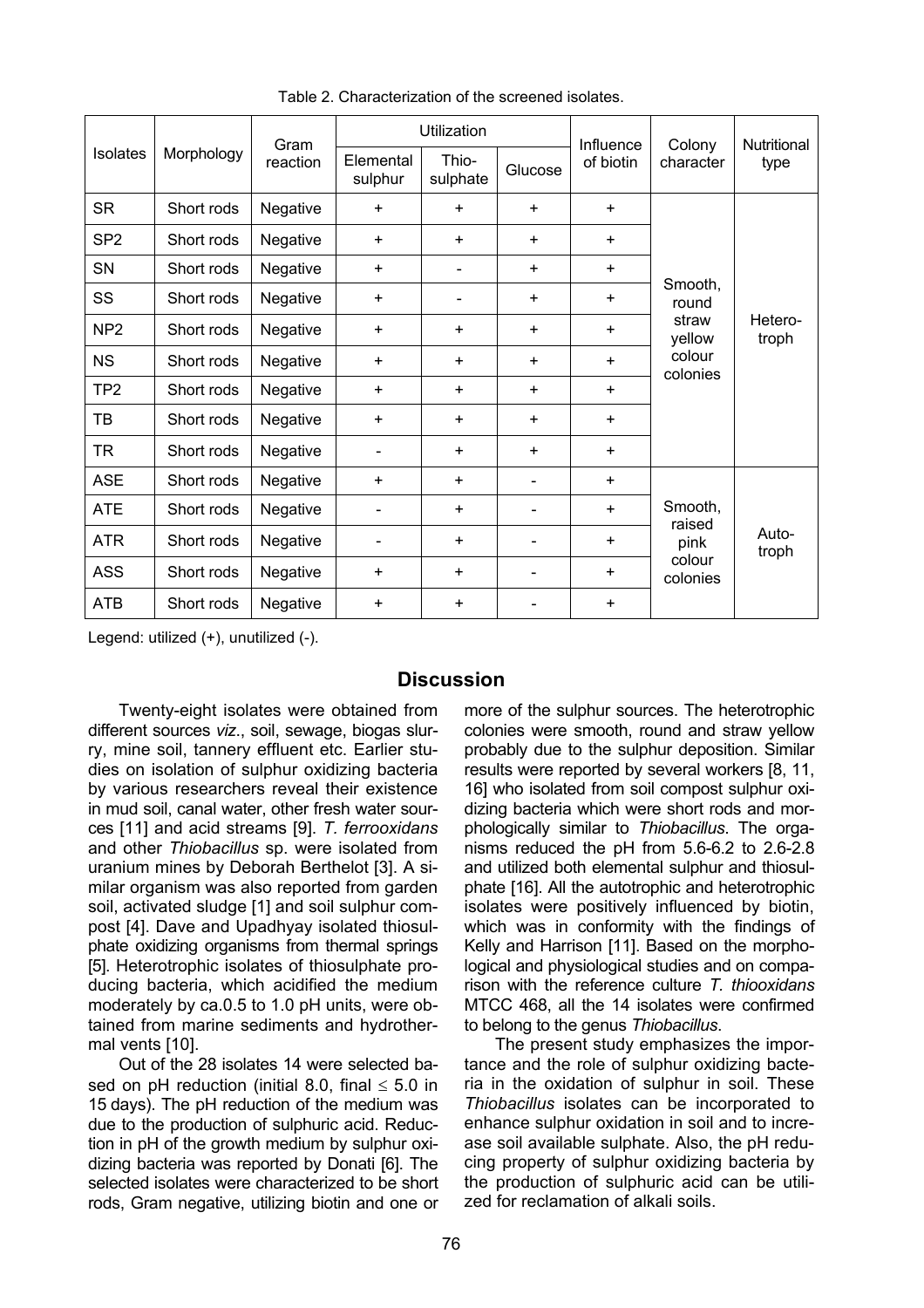Table 2. Characterization of the screened isolates.

| Isolates | Morphology | Gram reaction | Utilization | | | Influence of biotin | Colony character | Nutritional type |
|---|---|---|---|---|---|---|---|---|
| | | | Elemental sulphur | Thio-sulphate | Glucose | | | |
| SR | Short rods | Negative | + | + | + | + | Smooth, round straw yellow colour colonies | Hetero-troph |
| SP2 | Short rods | Negative | + | + | + | + | | |
| SN | Short rods | Negative | + | - | + | + | | |
| SS | Short rods | Negative | + | - | + | + | | |
| NP2 | Short rods | Negative | + | + | + | + | | |
| NS | Short rods | Negative | + | + | + | + | | |
| TP2 | Short rods | Negative | + | + | + | + | | |
| TB | Short rods | Negative | + | + | + | + | | |
| TR | Short rods | Negative | - | + | + | + | | |
| ASE | Short rods | Negative | + | + | - | + | Smooth, raised pink colour colonies | Auto-troph |
| ATE | Short rods | Negative | - | + | - | + | | |
| ATR | Short rods | Negative | - | + | - | + | | |
| ASS | Short rods | Negative | + | + | - | + | | |
| ATB | Short rods | Negative | + | + | - | + | | |

Legend: utilized (+), unutilized (-).

## Discussion

Twenty-eight isolates were obtained from different sources *viz*., soil, sewage, biogas slurry, mine soil, tannery effluent etc. Earlier studies on isolation of sulphur oxidizing bacteria by various researchers reveal their existence in mud soil, canal water, other fresh water sources [11] and acid streams [9]. *T. ferrooxidans* and other *Thiobacillus* sp. were isolated from uranium mines by Deborah Berthelot [3]. A similar organism was also reported from garden soil, activated sludge [1] and soil sulphur compost [4]. Dave and Upadhyay isolated thiosulphate oxidizing organisms from thermal springs [5]. Heterotrophic isolates of thiosulphate producing bacteria, which acidified the medium moderately by ca.0.5 to 1.0 pH units, were obtained from marine sediments and hydrothermal vents [10].

Out of the 28 isolates 14 were selected based on pH reduction (initial 8.0, final $\leq$ 5.0 in 15 days). The pH reduction of the medium was due to the production of sulphuric acid. Reduction in pH of the growth medium by sulphur oxidizing bacteria was reported by Donati [6]. The selected isolates were characterized to be short rods, Gram negative, utilizing biotin and one or more of the sulphur sources. The heterotrophic colonies were smooth, round and straw yellow probably due to the sulphur deposition. Similar results were reported by several workers [8, 11, 16] who isolated from soil compost sulphur oxidizing bacteria which were short rods and morphologically similar to *Thiobacillus*. The organisms reduced the pH from 5.6-6.2 to 2.6-2.8 and utilized both elemental sulphur and thiosulphate [16]. All the autotrophic and heterotrophic isolates were positively influenced by biotin, which was in conformity with the findings of Kelly and Harrison [11]. Based on the morphological and physiological studies and on comparison with the reference culture *T. thiooxidans* MTCC 468, all the 14 isolates were confirmed to belong to the genus *Thiobacillus*.

The present study emphasizes the importance and the role of sulphur oxidizing bacteria in the oxidation of sulphur in soil. These *Thiobacillus* isolates can be incorporated to enhance sulphur oxidation in soil and to increase soil available sulphate. Also, the pH reducing property of sulphur oxidizing bacteria by the production of sulphuric acid can be utilized for reclamation of alkali soils.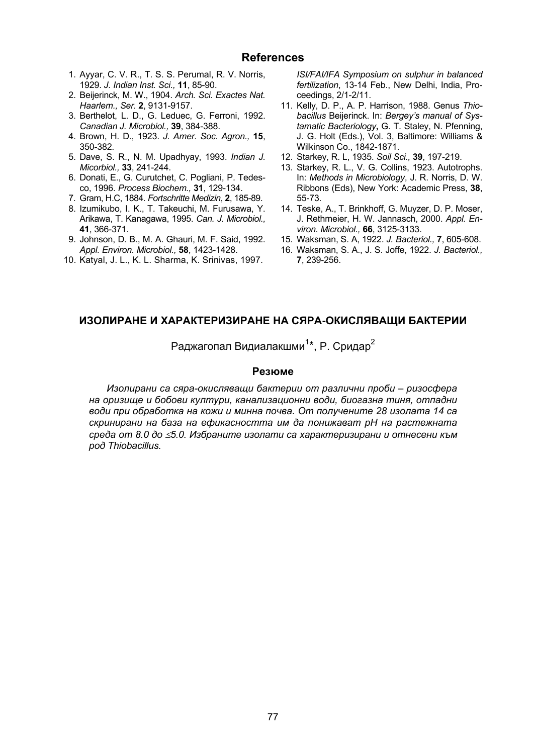## References

1. Ayyar, C. V. R., T. S. S. Perumal, R. V. Norris, 1929. *J. Indian Inst. Sci.,* **11**, 85-90.
2. Beijerinck, M. W., 1904. *Arch. Sci. Exactes Nat. Haarlem., Ser.* **2**, 9131-9157.
3. Berthelot, L. D., G. Leduec, G. Ferroni, 1992. *Canadian J. Microbiol.,* **39**, 384-388.
4. Brown, H. D., 1923. *J. Amer. Soc. Agron.,* **15**, 350-382.
5. Dave, S. R., N. M. Upadhyay, 1993. *Indian J. Micorbiol.,* **33**, 241-244.
6. Donati, E., G. Curutchet, C. Pogliani, P. Tedesco, 1996. *Process Biochem.,* **31**, 129-134.
7. Gram, H.C, 1884. *Fortschritte Medizin*, **2**, 185-89.
8. Izumikubo, I. K., T. Takeuchi, M. Furusawa, Y. Arikawa, T. Kanagawa, 1995. *Can. J. Microbiol.,* **41**, 366-371.
9. Johnson, D. B., M. A. Ghauri, M. F. Said, 1992. *Appl. Environ. Microbiol.,* **58**, 1423-1428.
10. Katyal, J. L., K. L. Sharma, K. Srinivas, 1997. *ISI/FAI/IFA Symposium on sulphur in balanced fertilization*, 13-14 Feb., New Delhi, India, Proceedings, 2/1-2/11.
11. Kelly, D. P., A. P. Harrison, 1988. Genus *Thiobacillus* Beijerinck. In: *Bergey's manual of Systamatic Bacteriology***,** G. T. Staley, N. Pfenning, J. G. Holt (Eds.), Vol. 3, Baltimore: Williams & Wilkinson Co., 1842-1871.
12. Starkey, R. L, 1935. *Soil Sci.,* **39**, 197-219.
13. Starkey, R. L., V. G. Collins, 1923. Autotrophs. In: *Methods in Microbiology*, J. R. Norris, D. W. Ribbons (Eds), New York: Academic Press, **38**, 55-73.
14. Teske, A., T. Brinkhoff, G. Muyzer, D. P. Moser, J. Rethmeier, H. W. Jannasch, 2000. *Appl. Environ. Microbiol.,* **66**, 3125-3133.
15. Waksman, S. A, 1922. *J. Bacteriol.,* **7**, 605-608.
16. Waksman, S. A., J. S. Joffe, 1922. *J. Bacteriol.,* **7**, 239-256.

## ИЗОЛИРАНЕ И ХАРАКТЕРИЗИРАНЕ НА СЯРА-ОКИСЛЯВАЩИ БАКТЕРИИ

Раджагопал Видиалакшми[1]*, Р. Сридар[2]

### Резюме

*Изолирани са сяра-окисляващи бактерии от различни проби – ризосфера на оризище и бобови култури, канализационни води, биогазна тиня, отпадни води при обработка на кожи и минна почва. От получените 28 изолата 14 са скринирани на база на ефикасността им да понижават pH на растежната среда от 8.0 до ≤5.0. Избраните изолати са характеризирани и отнесени към род Thiobacillus.*